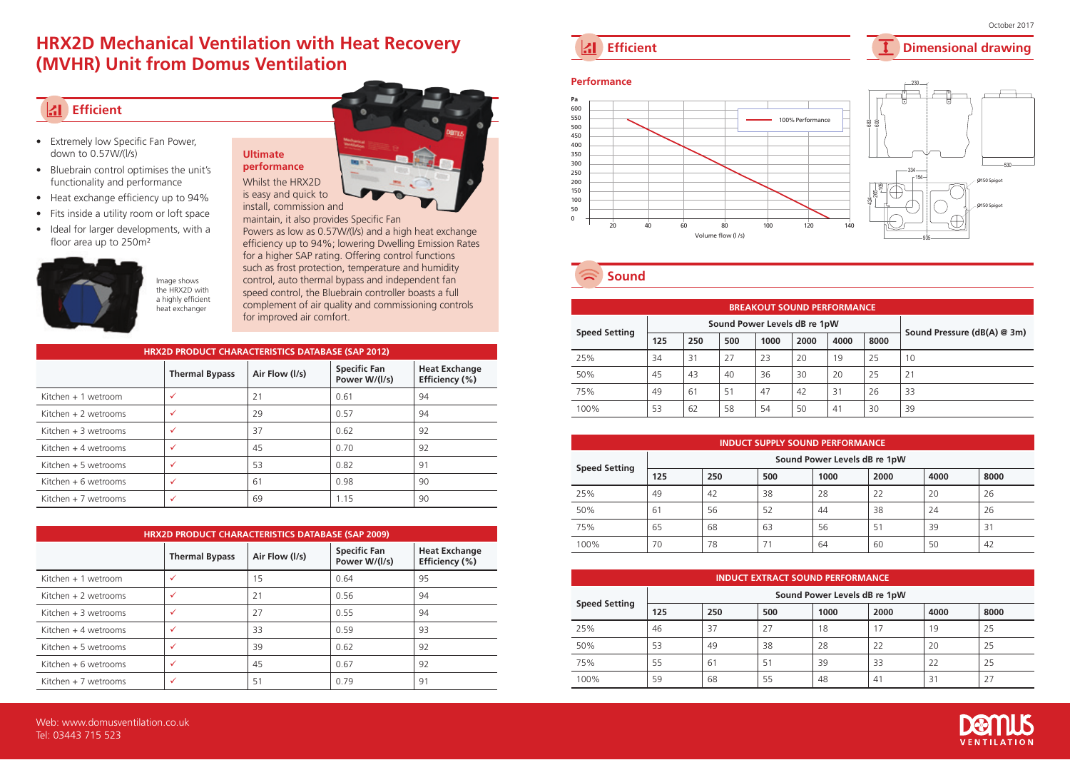# HRX2D Mechanical Ventilation with Heat Recovery (MVHR) Unit from Domus Ventilation

## Efficient

- Extremely low Specific Fan Power, down to 0.57W/(l/s)
- Bluebrain control optimises the unit's functionality and performance
- Heat exchange efficiency up to 94%
- Fits inside a utility room or loft space
- Ideal for larger developments, with a floor area up to 250m²

Image shows the HRX2D with a highly efficient heat exchanger

### Ultimate performance

Whilst the HRX2D is easy and quick to install, commission and maintain, it also provides Specific Fan Powers as low as 0.57W/(l/s) and a high heat exchange efficiency up to 94%; lowering Dwelling Emission Rates for a higher SAP rating. Offering control functions such as frost protection, temperature and humidity control, auto thermal bypass and independent fan speed control, the Bluebrain controller boasts a full complement of air quality and commissioning controls for improved air comfort.

| HRX2D PRODUCT CHARACTERISTICS DATABASE (SAP 2012) | | | | |
|---|---|---|---|---|
| | Thermal Bypass | Air Flow (l/s) | Specific Fan Power W/(l/s) | Heat Exchange Efficiency (%) |
| Kitchen + 1 wetroom | ✓ | 21 | 0.61 | 94 |
| Kitchen + 2 wetrooms | ✓ | 29 | 0.57 | 94 |
| Kitchen + 3 wetrooms | ✓ | 37 | 0.62 | 92 |
| Kitchen + 4 wetrooms | ✓ | 45 | 0.70 | 92 |
| Kitchen + 5 wetrooms | ✓ | 53 | 0.82 | 91 |
| Kitchen + 6 wetrooms | ✓ | 61 | 0.98 | 90 |
| Kitchen + 7 wetrooms | ✓ | 69 | 1.15 | 90 |

| HRX2D PRODUCT CHARACTERISTICS DATABASE (SAP 2009) | | | | |
|---|---|---|---|---|
| | Thermal Bypass | Air Flow (l/s) | Specific Fan Power W/(l/s) | Heat Exchange Efficiency (%) |
| Kitchen + 1 wetroom | ✓ | 15 | 0.64 | 95 |
| Kitchen + 2 wetrooms | ✓ | 21 | 0.56 | 94 |
| Kitchen + 3 wetrooms | ✓ | 27 | 0.55 | 94 |
| Kitchen + 4 wetrooms | ✓ | 33 | 0.59 | 93 |
| Kitchen + 5 wetrooms | ✓ | 39 | 0.62 | 92 |
| Kitchen + 6 wetrooms | ✓ | 45 | 0.67 | 92 |
| Kitchen + 7 wetrooms | ✓ | 51 | 0.79 | 91 |

## Efficient

### Performance

(Chart: Pa vs Volume flow (l/s), 100% Performance)

## Dimensional drawing

(Dimensions: 230, 688, 600, 530, 334, 154, 118, 285, 424, 935, Ø150 Spigot, Ø150 Spigot)

## Sound

| BREAKOUT SOUND PERFORMANCE | | | | | | | | |
|---|---|---|---|---|---|---|---|---|
| Speed Setting | Sound Power Levels dB re 1pW | | | | | | | Sound Pressure (dB(A) @ 3m) |
| | 125 | 250 | 500 | 1000 | 2000 | 4000 | 8000 | |
| 25% | 34 | 31 | 27 | 23 | 20 | 19 | 25 | 10 |
| 50% | 45 | 43 | 40 | 36 | 30 | 20 | 25 | 21 |
| 75% | 49 | 61 | 51 | 47 | 42 | 31 | 26 | 33 |
| 100% | 53 | 62 | 58 | 54 | 50 | 41 | 30 | 39 |

| INDUCT SUPPLY SOUND PERFORMANCE | | | | | | | |
|---|---|---|---|---|---|---|---|
| Speed Setting | Sound Power Levels dB re 1pW | | | | | | |
| | 125 | 250 | 500 | 1000 | 2000 | 4000 | 8000 |
| 25% | 49 | 42 | 38 | 28 | 22 | 20 | 26 |
| 50% | 61 | 56 | 52 | 44 | 38 | 24 | 26 |
| 75% | 65 | 68 | 63 | 56 | 51 | 39 | 31 |
| 100% | 70 | 78 | 71 | 64 | 60 | 50 | 42 |

| INDUCT EXTRACT SOUND PERFORMANCE | | | | | | | |
|---|---|---|---|---|---|---|---|
| Speed Setting | Sound Power Levels dB re 1pW | | | | | | |
| | 125 | 250 | 500 | 1000 | 2000 | 4000 | 8000 |
| 25% | 46 | 37 | 27 | 18 | 17 | 19 | 25 |
| 50% | 53 | 49 | 38 | 28 | 22 | 20 | 25 |
| 75% | 55 | 61 | 51 | 39 | 33 | 22 | 25 |
| 100% | 59 | 68 | 55 | 48 | 41 | 31 | 27 |

Web: www.domusventilation.co.uk
Tel: 03443 715 523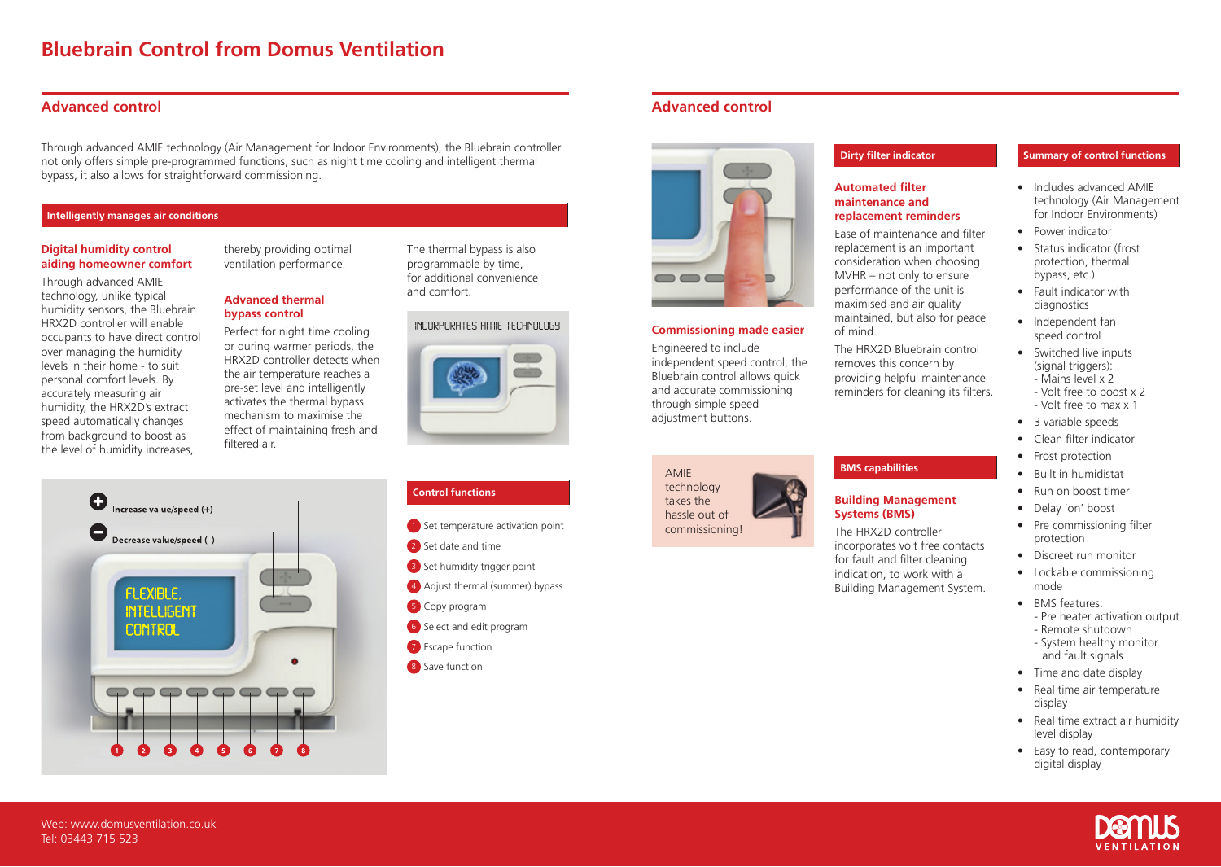# Bluebrain Control from Domus Ventilation

## Advanced control

Through advanced AMIE technology (Air Management for Indoor Environments), the Bluebrain controller not only offers simple pre-programmed functions, such as night time cooling and intelligent thermal bypass, it also allows for straightforward commissioning.

### Intelligently manages air conditions

**Digital humidity control aiding homeowner comfort**

Through advanced AMIE technology, unlike typical humidity sensors, the Bluebrain HRX2D controller will enable occupants to have direct control over managing the humidity levels in their home - to suit personal comfort levels. By accurately measuring air humidity, the HRX2D's extract speed automatically changes from background to boost as the level of humidity increases, thereby providing optimal ventilation performance.

**Advanced thermal bypass control**

Perfect for night time cooling or during warmer periods, the HRX2D controller detects when the air temperature reaches a pre-set level and intelligently activates the thermal bypass mechanism to maximise the effect of maintaining fresh and filtered air.

The thermal bypass is also programmable by time, for additional convenience and comfort.

INCORPORATES AMIE TECHNOLOGY

Increase value/speed (+)

Decrease value/speed (–)

FLEXIBLE, INTELLIGENT CONTROL

### Control functions

1. Set temperature activation point
2. Set date and time
3. Set humidity trigger point
4. Adjust thermal (summer) bypass
5. Copy program
6. Select and edit program
7. Escape function
8. Save function

## Advanced control

**Commissioning made easier**

Engineered to include independent speed control, the Bluebrain control allows quick and accurate commissioning through simple speed adjustment buttons.

AMIE technology takes the hassle out of commissioning!

### Dirty filter indicator

**Automated filter maintenance and replacement reminders**

Ease of maintenance and filter replacement is an important consideration when choosing MVHR – not only to ensure performance of the unit is maximised and air quality maintained, but also for peace of mind.

The HRX2D Bluebrain control removes this concern by providing helpful maintenance reminders for cleaning its filters.

### BMS capabilities

**Building Management Systems (BMS)**

The HRX2D controller incorporates volt free contacts for fault and filter cleaning indication, to work with a Building Management System.

### Summary of control functions

- Includes advanced AMIE technology (Air Management for Indoor Environments)
- Power indicator
- Status indicator (frost protection, thermal bypass, etc.)
- Fault indicator with diagnostics
- Independent fan speed control
- Switched live inputs (signal triggers):
  - Mains level x 2
  - Volt free to boost x 2
  - Volt free to max x 1
- 3 variable speeds
- Clean filter indicator
- Frost protection
- Built in humidistat
- Run on boost timer
- Delay 'on' boost
- Pre commissioning filter protection
- Discreet run monitor
- Lockable commissioning mode
- BMS features:
  - Pre heater activation output
  - Remote shutdown
  - System healthy monitor and fault signals
- Time and date display
- Real time air temperature display
- Real time extract air humidity level display
- Easy to read, contemporary digital display

Web: www.domusventilation.co.uk
Tel: 03443 715 523